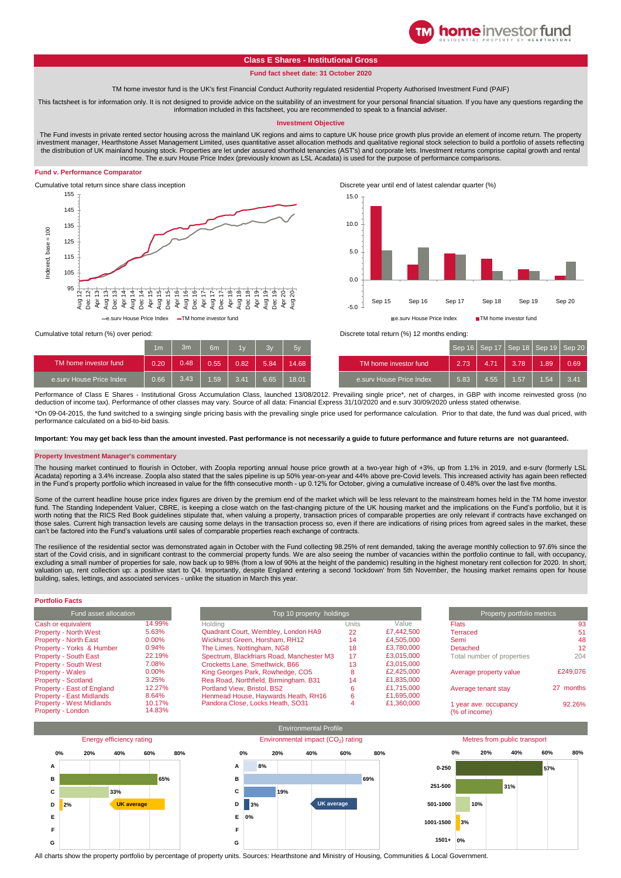# Class E Shares - Institutional Gross

**Fund fact sheet date: 31 October 2020**

TM home investor fund is the UK's first Financial Conduct Authority regulated residential Property Authorised Investment Fund (PAIF)

This factsheet is for information only. It is not designed to provide advice on the suitability of an investment for your personal financial situation. If you have any questions regarding the information included in this factsheet, you are recommended to speak to a financial adviser.

## Investment Objective

The Fund invests in private rented sector housing across the mainland UK regions and aims to capture UK house price growth plus provide an element of income return. The property investment manager, Hearthstone Asset Management Limited, uses quantitative asset allocation methods and qualitative regional stock selection to build a portfolio of assets reflecting the distribution of UK mainland housing stock. Properties are let under assured shorthold tenancies (AST's) and corporate lets. Investment returns comprise capital growth and rental income. The e.surv House Price Index (previously known as LSL Acadata) is used for the purpose of performance comparisons.

## Fund v. Performance Comparator

Cumulative total return since share class inception

Discrete year until end of latest calendar quarter (%)

| | Sep 15 | Sep 16 | Sep 17 | Sep 18 | Sep 19 | Sep 20 |
|---|---|---|---|---|---|---|
| e.surv House Price Index | | | | | | |
| TM home investor fund | | | | | | |

Cumulative total return (%) over period:

| | 1m | 3m | 6m | 1y | 3y | 5y |
|---|---|---|---|---|---|---|
| TM home investor fund | 0.20 | 0.48 | 0.55 | 0.82 | 5.84 | 14.68 |
| e.surv House Price Index | 0.66 | 3.43 | 1.59 | 3.41 | 6.65 | 18.01 |

Discrete total return (%) 12 months ending:

| | Sep 16 | Sep 17 | Sep 18 | Sep 19 | Sep 20 |
|---|---|---|---|---|---|
| TM home investor fund | 2.73 | 4.71 | 3.78 | 1.89 | 0.69 |
| e.surv House Price Index | 5.83 | 4.55 | 1.57 | 1.54 | 3.41 |

Performance of Class E Shares - Institutional Gross Accumulation Class, launched 13/08/2012. Prevailing single price*, net of charges, in GBP with income reinvested gross (no deduction of income tax). Performance of other classes may vary. Source of all data: Financial Express 31/10/2020 and e.surv 30/09/2020 unless stated otherwise.

*On 09-04-2015, the fund switched to a swinging single pricing basis with the prevailing single price used for performance calculation. Prior to that date, the fund was dual priced, with performance calculated on a bid-to-bid basis.

**Important: You may get back less than the amount invested. Past performance is not necessarily a guide to future performance and future returns are not guaranteed.**

## Property Investment Manager's commentary

The housing market continued to flourish in October, with Zoopla reporting annual house price growth at a two-year high of +3%, up from 1.1% in 2019, and e-surv (formerly LSL Acadata) reporting a 3.4% increase. Zoopla also stated that the sales pipeline is up 50% year-on-year and 44% above pre-Covid levels. This increased activity has again been reflected in the Fund's property portfolio which increased in value for the fifth consecutive month - up 0.12% for October, giving a cumulative increase of 0.48% over the last five months.

Some of the current headline house price index figures are driven by the premium end of the market which will be less relevant to the mainstream homes held in the TM home investor fund. The Standing Independent Valuer, CBRE, is keeping a close watch on the fast-changing picture of the UK housing market and the implications on the Fund's portfolio, but it is worth noting that the RICS Red Book guidelines stipulate that, when valuing a property, transaction prices of comparable properties are only relevant if contracts have exchanged on those sales. Current high transaction levels are causing some delays in the transaction process so, even if there are indications of rising prices from agreed sales in the market, these can't be factored into the Fund's valuations until sales of comparable properties reach exchange of contracts.

The resilience of the residential sector was demonstrated again in October with the Fund collecting 98.25% of rent demanded, taking the average monthly collection to 97.6% since the start of the Covid crisis, and in significant contrast to the commercial property funds. We are also seeing the number of vacancies within the portfolio continue to fall, with occupancy, excluding a small number of properties for sale, now back up to 98% (from a low of 90% at the height of the pandemic) resulting in the highest monetary rent collection for 2020. In short, valuation up, rent collection up: a positive start to Q4. Importantly, despite England entering a second 'lockdown' from 5th November, the housing market remains open for house building, sales, lettings, and associated services - unlike the situation in March this year.

## Portfolio Facts

| Fund asset allocation | |
|---|---|
| Cash or equivalent | 14.99% |
| Property - North West | 5.63% |
| Property - North East | 0.00% |
| Property - Yorks & Humber | 0.94% |
| Property - South East | 22.19% |
| Property - South West | 7.08% |
| Property - Wales | 0.00% |
| Property - Scotland | 3.25% |
| Property - East of England | 12.27% |
| Property - East Midlands | 8.64% |
| Property - West Midlands | 10.17% |
| Property - London | 14.83% |

| Top 10 property holdings | | |
|---|---|---|
| Holding | Units | Value |
| Quadrant Court, Wembley, London HA9 | 22 | £7,442,500 |
| Wickhurst Green, Horsham, RH12 | 14 | £4,505,000 |
| The Limes, Nottingham, NG8 | 18 | £3,780,000 |
| Spectrum, Blackfriars Road, Manchester M3 | 17 | £3,015,000 |
| Crocketts Lane, Smethwick, B66 | 13 | £3,015,000 |
| King Georges Park, Rowhedge, CO5 | 8 | £2,425,000 |
| Rea Road, Northfield, Birmingham. B31 | 14 | £1,835,000 |
| Portland View, Bristol, BS2 | 6 | £1,715,000 |
| Henmead House, Haywards Heath, RH16 | 6 | £1,695,000 |
| Pandora Close, Locks Heath, SO31 | 4 | £1,360,000 |

| Property portfolio metrics | |
|---|---|
| Flats | 93 |
| Terraced | 51 |
| Semi | 48 |
| Detached | 12 |
| Total number of properties | 204 |
| Average property value | £249,076 |
| Average tenant stay | 27 months |
| 1 year ave. occupancy (% of income) | 92.26% |

## Environmental Profile

Energy efficiency rating

| Rating | % |
|---|---|
| A | |
| B | 65% |
| C | 33% |
| D | 2% |
| E | |
| F | |
| G | |

UK average: D

Environmental impact ($CO_2$) rating

| Rating | % |
|---|---|
| A | 8% |
| B | 69% |
| C | 19% |
| D | 3% |
| E | 0% |
| F | |
| G | |

UK average: D

Metres from public transport

| Metres | % |
|---|---|
| 0-250 | 57% |
| 251-500 | 31% |
| 501-1000 | 10% |
| 1001-1500 | 3% |
| 1501+ | 0% |

All charts show the property portfolio by percentage of property units. Sources: Hearthstone and Ministry of Housing, Communities & Local Government.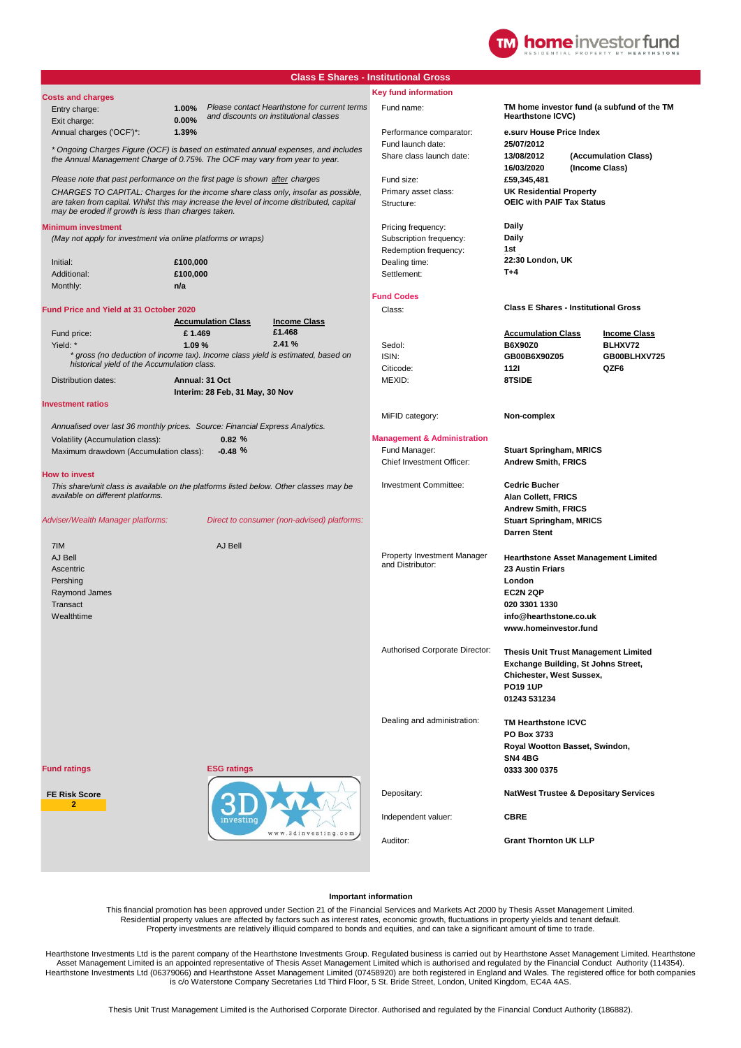## Class E Shares - Institutional Gross

### Costs and charges

| | | |
|---|---|---|
| Entry charge: | 1.00% | *Please contact Hearthstone for current terms and discounts on institutional classes* |
| Exit charge: | 0.00% | |
| Annual charges ('OCF')*: | 1.39% | |

*\* Ongoing Charges Figure (OCF) is based on estimated annual expenses, and includes the Annual Management Charge of 0.75%. The OCF may vary from year to year.*

*Please note that past performance on the first page is shown after charges*

*CHARGES TO CAPITAL: Charges for the income share class only, insofar as possible, are taken from capital. Whilst this may increase the level of income distributed, capital may be eroded if growth is less than charges taken.*

### Minimum investment

*(May not apply for investment via online platforms or wraps)*

| | |
|---|---|
| Initial: | £100,000 |
| Additional: | £100,000 |
| Monthly: | n/a |

### Fund Price and Yield at 31 October 2020

| | Accumulation Class | Income Class |
|---|---|---|
| Fund price: | £ 1.469 | £1.468 |
| Yield: * | 1.09 % | 2.41 % |

*\* gross (no deduction of income tax). Income class yield is estimated, based on historical yield of the Accumulation class.*

| | |
|---|---|
| Distribution dates: | Annual: 31 Oct |
| | Interim: 28 Feb, 31 May, 30 Nov |

### Investment ratios

*Annualised over last 36 monthly prices. Source: Financial Express Analytics.*

| | |
|---|---|
| Volatility (Accumulation class): | 0.82 % |
| Maximum drawdown (Accumulation class): | -0.48 % |

### How to invest

*This share/unit class is available on the platforms listed below. Other classes may be available on different platforms.*

| *Adviser/Wealth Manager platforms:* | *Direct to consumer (non-advised) platforms:* |
|---|---|
| 7IM | AJ Bell |
| AJ Bell | |
| Ascentric | |
| Pershing | |
| Raymond James | |
| Transact | |
| Wealthtime | |

### Fund ratings

FE Risk Score
2

### ESG ratings

3D investing
www.3dinvesting.com

### Key fund information

| | |
|---|---|
| Fund name: | TM home investor fund (a subfund of the TM Hearthstone ICVC) |
| Performance comparator: | e.surv House Price Index |
| Fund launch date: | 25/07/2012 |
| Share class launch date: | 13/08/2012 (Accumulation Class) |
| | 16/03/2020 (Income Class) |
| Fund size: | £59,345,481 |
| Primary asset class: | UK Residential Property |
| Structure: | OEIC with PAIF Tax Status |
| Pricing frequency: | Daily |
| Subscription frequency: | Daily |
| Redemption frequency: | 1st |
| Dealing time: | 22:30 London, UK |
| Settlement: | T+4 |

### Fund Codes

| Class: | Class E Shares - Institutional Gross | |
|---|---|---|
| | Accumulation Class | Income Class |
| Sedol: | B6X90Z0 | BLHXV72 |
| ISIN: | GB00B6X90Z05 | GB00BLHXV725 |
| Citicode: | 112I | QZF6 |
| MEXID: | 8TSIDE | |
| MiFID category: | Non-complex | |

### Management & Administration

| | |
|---|---|
| Fund Manager: | Stuart Springham, MRICS |
| Chief Investment Officer: | Andrew Smith, FRICS |
| Investment Committee: | Cedric Bucher<br>Alan Collett, FRICS<br>Andrew Smith, FRICS<br>Stuart Springham, MRICS<br>Darren Stent |
| Property Investment Manager and Distributor: | Hearthstone Asset Management Limited<br>23 Austin Friars<br>London<br>EC2N 2QP<br>020 3301 1330<br>info@hearthstone.co.uk<br>www.homeinvestor.fund |
| Authorised Corporate Director: | Thesis Unit Trust Management Limited<br>Exchange Building, St Johns Street,<br>Chichester, West Sussex,<br>PO19 1UP<br>01243 531234 |
| Dealing and administration: | TM Hearthstone ICVC<br>PO Box 3733<br>Royal Wootton Basset, Swindon,<br>SN4 4BG<br>0333 300 0375 |
| Depositary: | NatWest Trustee & Depositary Services |
| Independent valuer: | CBRE |
| Auditor: | Grant Thornton UK LLP |

### Important information

This financial promotion has been approved under Section 21 of the Financial Services and Markets Act 2000 by Thesis Asset Management Limited. Residential property values are affected by factors such as interest rates, economic growth, fluctuations in property yields and tenant default. Property investments are relatively illiquid compared to bonds and equities, and can take a significant amount of time to trade.

Hearthstone Investments Ltd is the parent company of the Hearthstone Investments Group. Regulated business is carried out by Hearthstone Asset Management Limited. Hearthstone Asset Management Limited is an appointed representative of Thesis Asset Management Limited which is authorised and regulated by the Financial Conduct Authority (114354). Hearthstone Investments Ltd (06379066) and Hearthstone Asset Management Limited (07458920) are both registered in England and Wales. The registered office for both companies is c/o Waterstone Company Secretaries Ltd Third Floor, 5 St. Bride Street, London, United Kingdom, EC4A 4AS.

Thesis Unit Trust Management Limited is the Authorised Corporate Director. Authorised and regulated by the Financial Conduct Authority (186882).